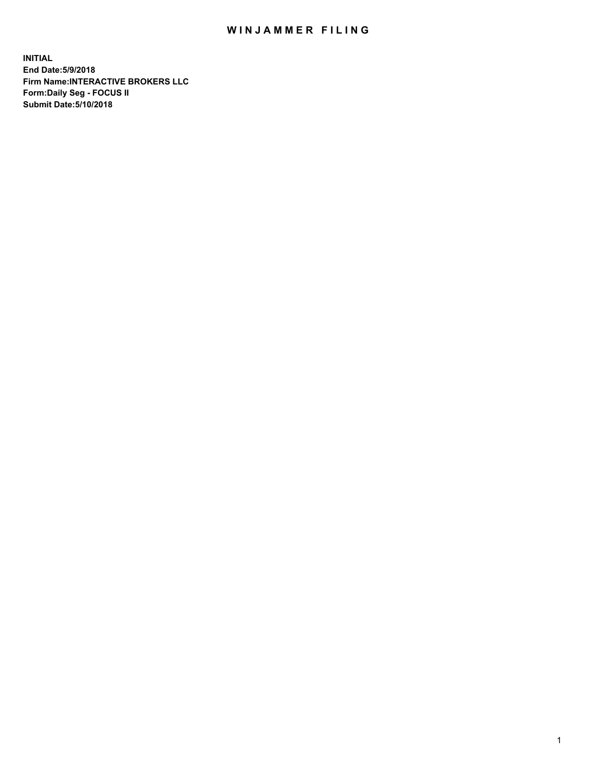# WINJAMMER FILING

**INITIAL**
**End Date:5/9/2018**
**Firm Name:INTERACTIVE BROKERS LLC**
**Form:Daily Seg - FOCUS II**
**Submit Date:5/10/2018**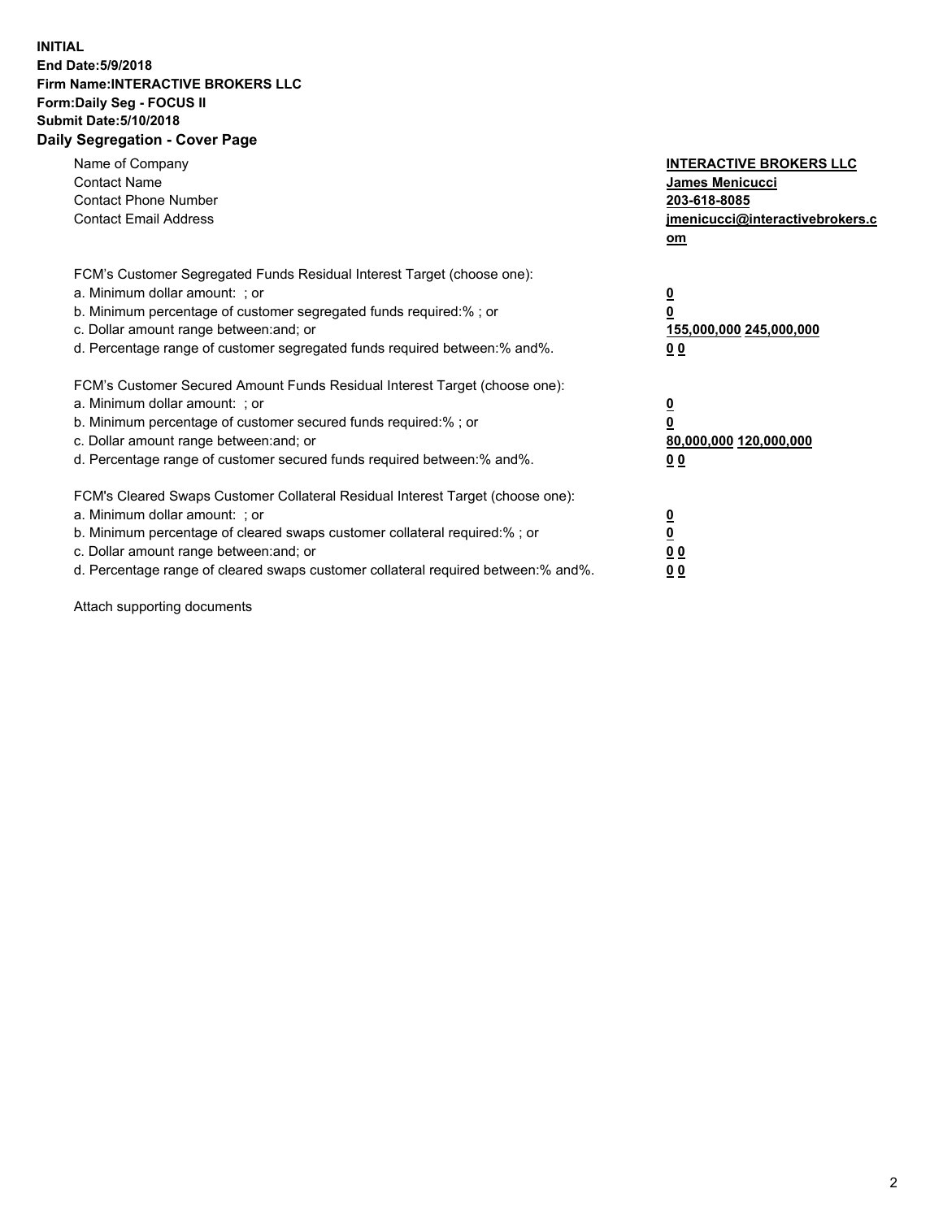**INITIAL**
**End Date:5/9/2018**
**Firm Name:INTERACTIVE BROKERS LLC**
**Form:Daily Seg - FOCUS II**
**Submit Date:5/10/2018**
**Daily Segregation - Cover Page**

| | |
|---|---|
| Name of Company | **INTERACTIVE BROKERS LLC** |
| Contact Name | **James Menicucci** |
| Contact Phone Number | **203-618-8085** |
| Contact Email Address | **jmenicucci@interactivebrokers.com** |

FCM's Customer Segregated Funds Residual Interest Target (choose one):

| | |
|---|---|
| a. Minimum dollar amount: ; or | **0** |
| b. Minimum percentage of customer segregated funds required:% ; or | **0** |
| c. Dollar amount range between:and; or | **155,000,000 245,000,000** |
| d. Percentage range of customer segregated funds required between:% and%. | **0 0** |

FCM's Customer Secured Amount Funds Residual Interest Target (choose one):

| | |
|---|---|
| a. Minimum dollar amount: ; or | **0** |
| b. Minimum percentage of customer secured funds required:% ; or | **0** |
| c. Dollar amount range between:and; or | **80,000,000 120,000,000** |
| d. Percentage range of customer secured funds required between:% and%. | **0 0** |

FCM's Cleared Swaps Customer Collateral Residual Interest Target (choose one):

| | |
|---|---|
| a. Minimum dollar amount: ; or | **0** |
| b. Minimum percentage of cleared swaps customer collateral required:% ; or | **0** |
| c. Dollar amount range between:and; or | **0 0** |
| d. Percentage range of cleared swaps customer collateral required between:% and%. | **0 0** |

Attach supporting documents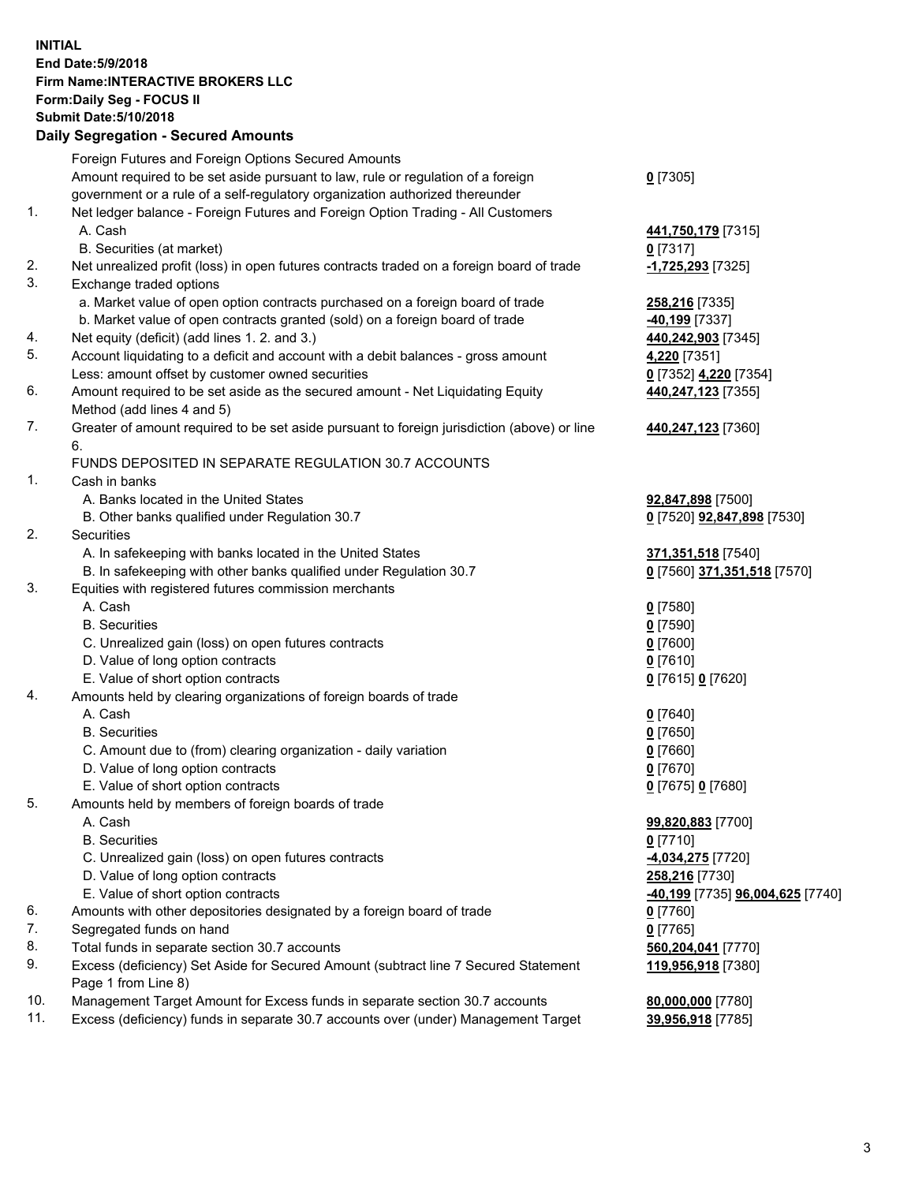**INITIAL**
**End Date:5/9/2018**
**Firm Name:INTERACTIVE BROKERS LLC**
**Form:Daily Seg - FOCUS II**
**Submit Date:5/10/2018**

**Daily Segregation - Secured Amounts**

| | | |
|---|---|---|
| | Foreign Futures and Foreign Options Secured Amounts | |
| | Amount required to be set aside pursuant to law, rule or regulation of a foreign government or a rule of a self-regulatory organization authorized thereunder | **0** [7305] |
| 1. | Net ledger balance - Foreign Futures and Foreign Option Trading - All Customers | |
| | A. Cash | **441,750,179** [7315] |
| | B. Securities (at market) | **0** [7317] |
| 2. | Net unrealized profit (loss) in open futures contracts traded on a foreign board of trade | **-1,725,293** [7325] |
| 3. | Exchange traded options | |
| | a. Market value of open option contracts purchased on a foreign board of trade | **258,216** [7335] |
| | b. Market value of open contracts granted (sold) on a foreign board of trade | **-40,199** [7337] |
| 4. | Net equity (deficit) (add lines 1. 2. and 3.) | **440,242,903** [7345] |
| 5. | Account liquidating to a deficit and account with a debit balances - gross amount | **4,220** [7351] |
| | Less: amount offset by customer owned securities | **0** [7352] **4,220** [7354] |
| 6. | Amount required to be set aside as the secured amount - Net Liquidating Equity Method (add lines 4 and 5) | **440,247,123** [7355] |
| 7. | Greater of amount required to be set aside pursuant to foreign jurisdiction (above) or line 6. | **440,247,123** [7360] |
| | FUNDS DEPOSITED IN SEPARATE REGULATION 30.7 ACCOUNTS | |
| 1. | Cash in banks | |
| | A. Banks located in the United States | **92,847,898** [7500] |
| | B. Other banks qualified under Regulation 30.7 | **0** [7520] **92,847,898** [7530] |
| 2. | Securities | |
| | A. In safekeeping with banks located in the United States | **371,351,518** [7540] |
| | B. In safekeeping with other banks qualified under Regulation 30.7 | **0** [7560] **371,351,518** [7570] |
| 3. | Equities with registered futures commission merchants | |
| | A. Cash | **0** [7580] |
| | B. Securities | **0** [7590] |
| | C. Unrealized gain (loss) on open futures contracts | **0** [7600] |
| | D. Value of long option contracts | **0** [7610] |
| | E. Value of short option contracts | **0** [7615] **0** [7620] |
| 4. | Amounts held by clearing organizations of foreign boards of trade | |
| | A. Cash | **0** [7640] |
| | B. Securities | **0** [7650] |
| | C. Amount due to (from) clearing organization - daily variation | **0** [7660] |
| | D. Value of long option contracts | **0** [7670] |
| | E. Value of short option contracts | **0** [7675] **0** [7680] |
| 5. | Amounts held by members of foreign boards of trade | |
| | A. Cash | **99,820,883** [7700] |
| | B. Securities | **0** [7710] |
| | C. Unrealized gain (loss) on open futures contracts | **-4,034,275** [7720] |
| | D. Value of long option contracts | **258,216** [7730] |
| | E. Value of short option contracts | **-40,199** [7735] **96,004,625** [7740] |
| 6. | Amounts with other depositories designated by a foreign board of trade | **0** [7760] |
| 7. | Segregated funds on hand | **0** [7765] |
| 8. | Total funds in separate section 30.7 accounts | **560,204,041** [7770] |
| 9. | Excess (deficiency) Set Aside for Secured Amount (subtract line 7 Secured Statement Page 1 from Line 8) | **119,956,918** [7380] |
| 10. | Management Target Amount for Excess funds in separate section 30.7 accounts | **80,000,000** [7780] |
| 11. | Excess (deficiency) funds in separate 30.7 accounts over (under) Management Target | **39,956,918** [7785] |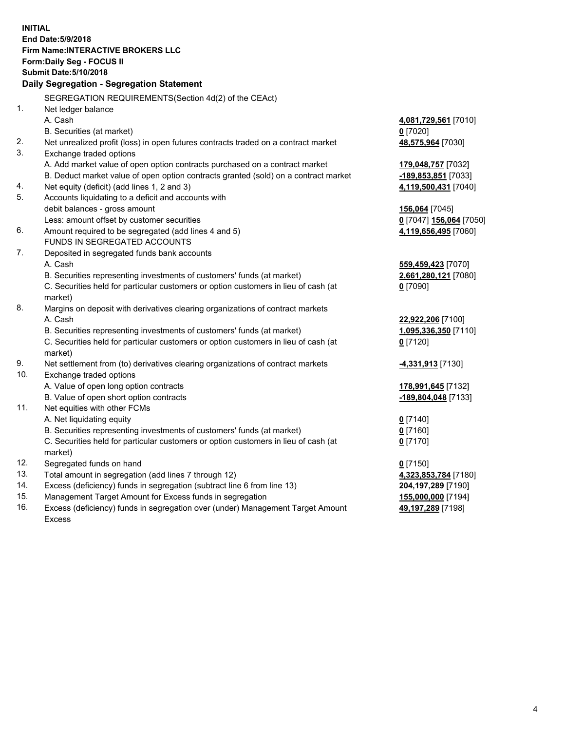**INITIAL**
**End Date:5/9/2018**
**Firm Name:INTERACTIVE BROKERS LLC**
**Form:Daily Seg - FOCUS II**
**Submit Date:5/10/2018**

## Daily Segregation - Segregation Statement

| | | |
|---|---|---|
| | SEGREGATION REQUIREMENTS(Section 4d(2) of the CEAct) | |
| 1. | Net ledger balance | |
| | A. Cash | **4,081,729,561** [7010] |
| | B. Securities (at market) | **0** [7020] |
| 2. | Net unrealized profit (loss) in open futures contracts traded on a contract market | **48,575,964** [7030] |
| 3. | Exchange traded options | |
| | A. Add market value of open option contracts purchased on a contract market | **179,048,757** [7032] |
| | B. Deduct market value of open option contracts granted (sold) on a contract market | **-189,853,851** [7033] |
| 4. | Net equity (deficit) (add lines 1, 2 and 3) | **4,119,500,431** [7040] |
| 5. | Accounts liquidating to a deficit and accounts with | |
| | debit balances - gross amount | **156,064** [7045] |
| | Less: amount offset by customer securities | **0** [7047] **156,064** [7050] |
| 6. | Amount required to be segregated (add lines 4 and 5) | **4,119,656,495** [7060] |
| | FUNDS IN SEGREGATED ACCOUNTS | |
| 7. | Deposited in segregated funds bank accounts | |
| | A. Cash | **559,459,423** [7070] |
| | B. Securities representing investments of customers' funds (at market) | **2,661,280,121** [7080] |
| | C. Securities held for particular customers or option customers in lieu of cash (at market) | **0** [7090] |
| 8. | Margins on deposit with derivatives clearing organizations of contract markets | |
| | A. Cash | **22,922,206** [7100] |
| | B. Securities representing investments of customers' funds (at market) | **1,095,336,350** [7110] |
| | C. Securities held for particular customers or option customers in lieu of cash (at market) | **0** [7120] |
| 9. | Net settlement from (to) derivatives clearing organizations of contract markets | **-4,331,913** [7130] |
| 10. | Exchange traded options | |
| | A. Value of open long option contracts | **178,991,645** [7132] |
| | B. Value of open short option contracts | **-189,804,048** [7133] |
| 11. | Net equities with other FCMs | |
| | A. Net liquidating equity | **0** [7140] |
| | B. Securities representing investments of customers' funds (at market) | **0** [7160] |
| | C. Securities held for particular customers or option customers in lieu of cash (at market) | **0** [7170] |
| 12. | Segregated funds on hand | **0** [7150] |
| 13. | Total amount in segregation (add lines 7 through 12) | **4,323,853,784** [7180] |
| 14. | Excess (deficiency) funds in segregation (subtract line 6 from line 13) | **204,197,289** [7190] |
| 15. | Management Target Amount for Excess funds in segregation | **155,000,000** [7194] |
| 16. | Excess (deficiency) funds in segregation over (under) Management Target Amount Excess | **49,197,289** [7198] |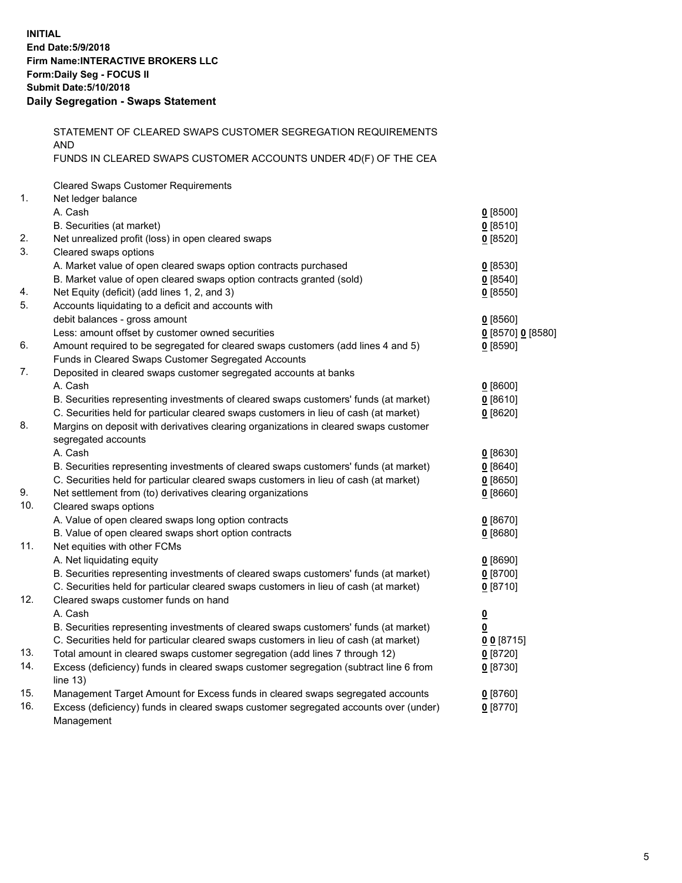**INITIAL**
**End Date:5/9/2018**
**Firm Name:INTERACTIVE BROKERS LLC**
**Form:Daily Seg - FOCUS II**
**Submit Date:5/10/2018**
**Daily Segregation - Swaps Statement**

STATEMENT OF CLEARED SWAPS CUSTOMER SEGREGATION REQUIREMENTS AND FUNDS IN CLEARED SWAPS CUSTOMER ACCOUNTS UNDER 4D(F) OF THE CEA

| | | |
|---|---|---|
| | Cleared Swaps Customer Requirements | |
| 1. | Net ledger balance | |
| | A. Cash | 0 [8500] |
| | B. Securities (at market) | 0 [8510] |
| 2. | Net unrealized profit (loss) in open cleared swaps | 0 [8520] |
| 3. | Cleared swaps options | |
| | A. Market value of open cleared swaps option contracts purchased | 0 [8530] |
| | B. Market value of open cleared swaps option contracts granted (sold) | 0 [8540] |
| 4. | Net Equity (deficit) (add lines 1, 2, and 3) | 0 [8550] |
| 5. | Accounts liquidating to a deficit and accounts with debit balances - gross amount | 0 [8560] |
| | Less: amount offset by customer owned securities | 0 [8570] 0 [8580] |
| 6. | Amount required to be segregated for cleared swaps customers (add lines 4 and 5) | 0 [8590] |
| | Funds in Cleared Swaps Customer Segregated Accounts | |
| 7. | Deposited in cleared swaps customer segregated accounts at banks | |
| | A. Cash | 0 [8600] |
| | B. Securities representing investments of cleared swaps customers' funds (at market) | 0 [8610] |
| | C. Securities held for particular cleared swaps customers in lieu of cash (at market) | 0 [8620] |
| 8. | Margins on deposit with derivatives clearing organizations in cleared swaps customer segregated accounts | |
| | A. Cash | 0 [8630] |
| | B. Securities representing investments of cleared swaps customers' funds (at market) | 0 [8640] |
| | C. Securities held for particular cleared swaps customers in lieu of cash (at market) | 0 [8650] |
| 9. | Net settlement from (to) derivatives clearing organizations | 0 [8660] |
| 10. | Cleared swaps options | |
| | A. Value of open cleared swaps long option contracts | 0 [8670] |
| | B. Value of open cleared swaps short option contracts | 0 [8680] |
| 11. | Net equities with other FCMs | |
| | A. Net liquidating equity | 0 [8690] |
| | B. Securities representing investments of cleared swaps customers' funds (at market) | 0 [8700] |
| | C. Securities held for particular cleared swaps customers in lieu of cash (at market) | 0 [8710] |
| 12. | Cleared swaps customer funds on hand | |
| | A. Cash | 0 |
| | B. Securities representing investments of cleared swaps customers' funds (at market) | 0 |
| | C. Securities held for particular cleared swaps customers in lieu of cash (at market) | 0 0 [8715] |
| 13. | Total amount in cleared swaps customer segregation (add lines 7 through 12) | 0 [8720] |
| 14. | Excess (deficiency) funds in cleared swaps customer segregation (subtract line 6 from line 13) | 0 [8730] |
| 15. | Management Target Amount for Excess funds in cleared swaps segregated accounts | 0 [8760] |
| 16. | Excess (deficiency) funds in cleared swaps customer segregated accounts over (under) Management | 0 [8770] |